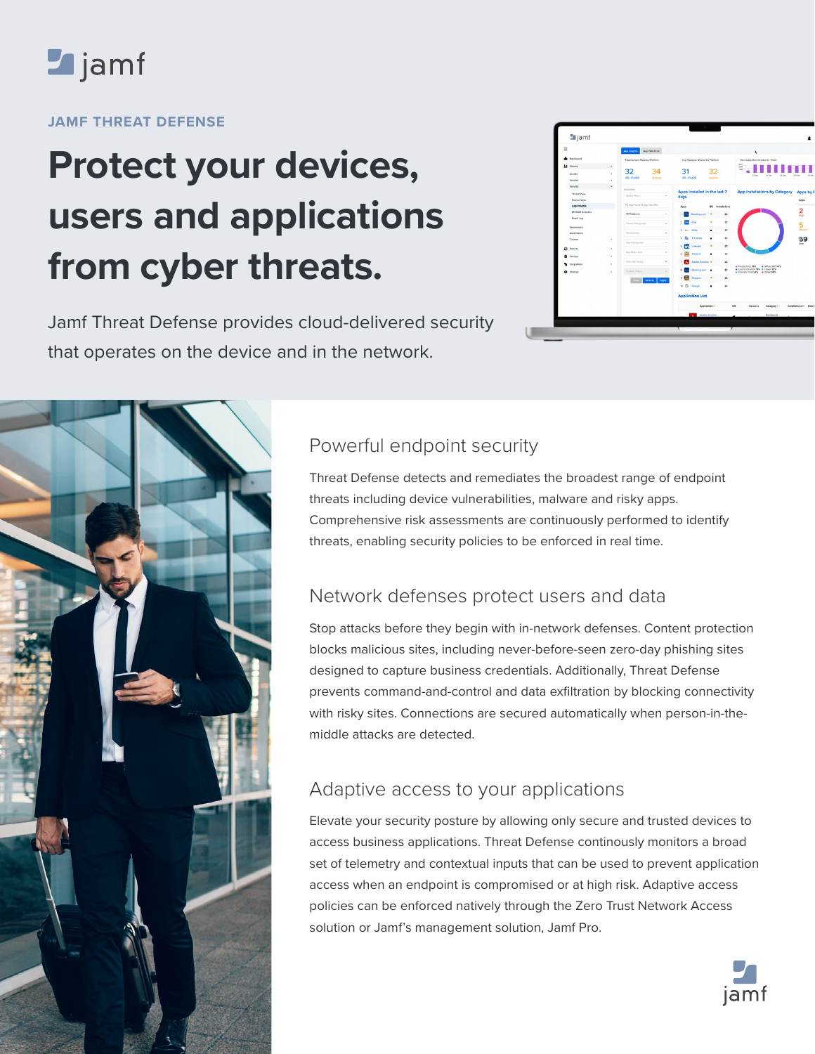JAMF THREAT DEFENSE

# Protect your devices, users and applications from cyber threats.

Jamf Threat Defense provides cloud-delivered security that operates on the device and in the network.

## Powerful endpoint security

Threat Defense detects and remediates the broadest range of endpoint threats including device vulnerabilities, malware and risky apps. Comprehensive risk assessments are continuously performed to identify threats, enabling security policies to be enforced in real time.

## Network defenses protect users and data

Stop attacks before they begin with in-network defenses. Content protection blocks malicious sites, including never-before-seen zero-day phishing sites designed to capture business credentials. Additionally, Threat Defense prevents command-and-control and data exfiltration by blocking connectivity with risky sites. Connections are secured automatically when person-in-the-middle attacks are detected.

## Adaptive access to your applications

Elevate your security posture by allowing only secure and trusted devices to access business applications. Threat Defense continously monitors a broad set of telemetry and contextual inputs that can be used to prevent application access when an endpoint is compromised or at high risk. Adaptive access policies can be enforced natively through the Zero Trust Network Access solution or Jamf's management solution, Jamf Pro.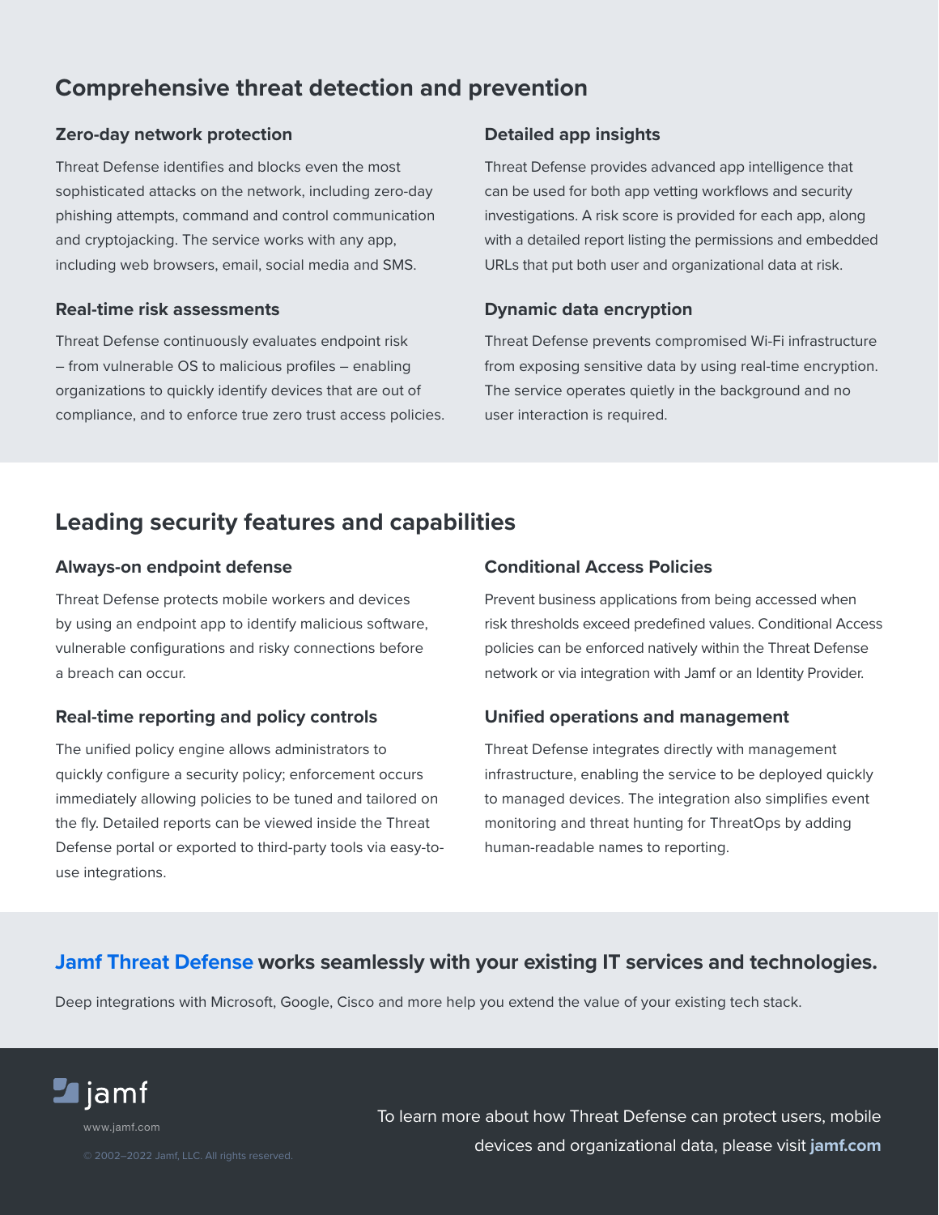## Comprehensive threat detection and prevention

### Zero-day network protection

Threat Defense identifies and blocks even the most sophisticated attacks on the network, including zero-day phishing attempts, command and control communication and cryptojacking. The service works with any app, including web browsers, email, social media and SMS.

### Real-time risk assessments

Threat Defense continuously evaluates endpoint risk – from vulnerable OS to malicious profiles – enabling organizations to quickly identify devices that are out of compliance, and to enforce true zero trust access policies.

### Detailed app insights

Threat Defense provides advanced app intelligence that can be used for both app vetting workflows and security investigations. A risk score is provided for each app, along with a detailed report listing the permissions and embedded URLs that put both user and organizational data at risk.

### Dynamic data encryption

Threat Defense prevents compromised Wi-Fi infrastructure from exposing sensitive data by using real-time encryption. The service operates quietly in the background and no user interaction is required.

## Leading security features and capabilities

### Always-on endpoint defense

Threat Defense protects mobile workers and devices by using an endpoint app to identify malicious software, vulnerable configurations and risky connections before a breach can occur.

### Real-time reporting and policy controls

The unified policy engine allows administrators to quickly configure a security policy; enforcement occurs immediately allowing policies to be tuned and tailored on the fly. Detailed reports can be viewed inside the Threat Defense portal or exported to third-party tools via easy-to-use integrations.

### Conditional Access Policies

Prevent business applications from being accessed when risk thresholds exceed predefined values. Conditional Access policies can be enforced natively within the Threat Defense network or via integration with Jamf or an Identity Provider.

### Unified operations and management

Threat Defense integrates directly with management infrastructure, enabling the service to be deployed quickly to managed devices. The integration also simplifies event monitoring and threat hunting for ThreatOps by adding human-readable names to reporting.

## Jamf Threat Defense works seamlessly with your existing IT services and technologies.

Deep integrations with Microsoft, Google, Cisco and more help you extend the value of your existing tech stack.

jamf

www.jamf.com

© 2002–2022 Jamf, LLC. All rights reserved.

To learn more about how Threat Defense can protect users, mobile devices and organizational data, please visit **jamf.com**